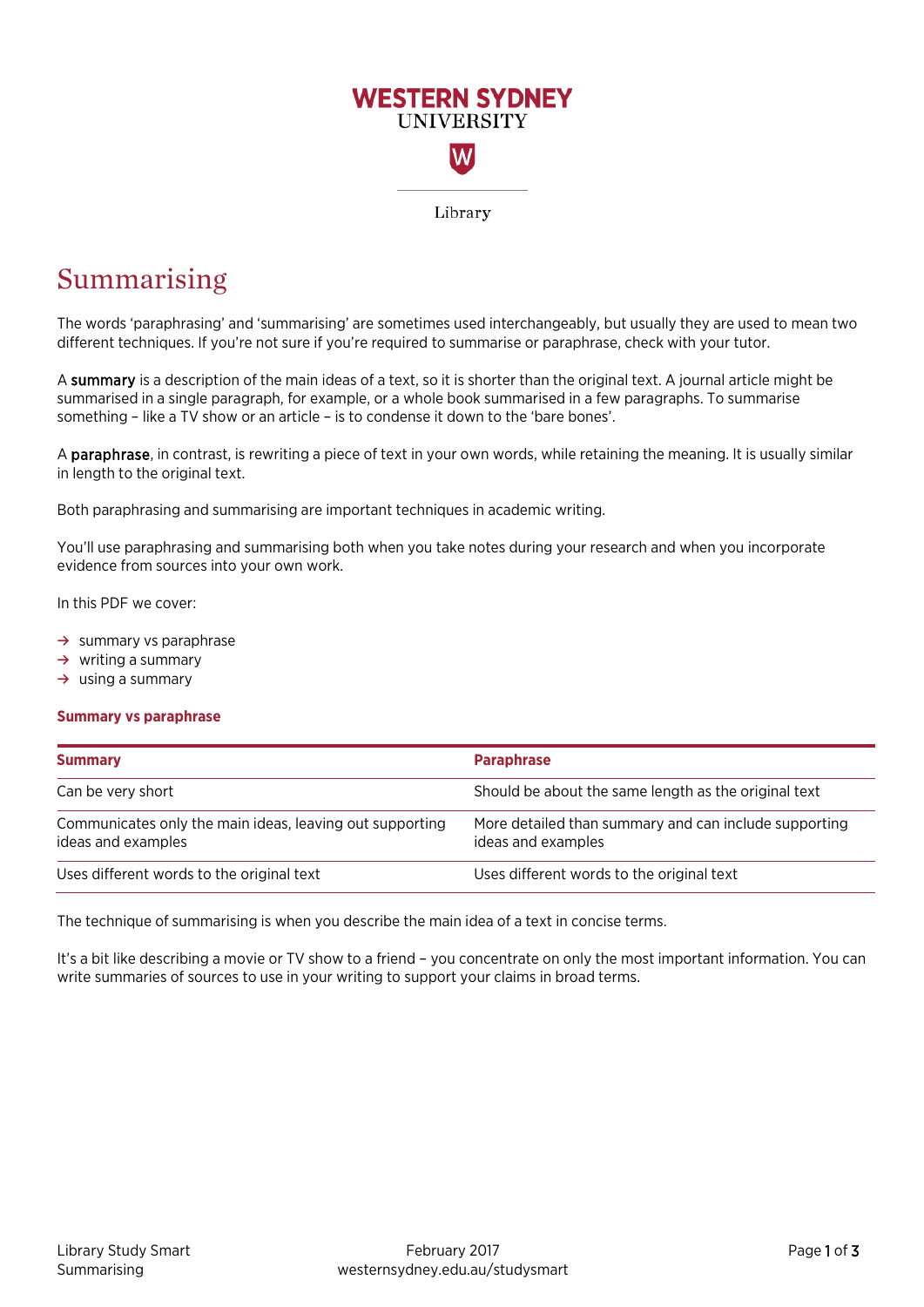WESTERN SYDNEY UNIVERSITY

Library

# Summarising

The words 'paraphrasing' and 'summarising' are sometimes used interchangeably, but usually they are used to mean two different techniques. If you're not sure if you're required to summarise or paraphrase, check with your tutor.

A **summary** is a description of the main ideas of a text, so it is shorter than the original text. A journal article might be summarised in a single paragraph, for example, or a whole book summarised in a few paragraphs. To summarise something – like a TV show or an article – is to condense it down to the 'bare bones'.

A **paraphrase**, in contrast, is rewriting a piece of text in your own words, while retaining the meaning. It is usually similar in length to the original text.

Both paraphrasing and summarising are important techniques in academic writing.

You'll use paraphrasing and summarising both when you take notes during your research and when you incorporate evidence from sources into your own work.

In this PDF we cover:

- → summary vs paraphrase
- → writing a summary
- → using a summary

### Summary vs paraphrase

| Summary | Paraphrase |
| --- | --- |
| Can be very short | Should be about the same length as the original text |
| Communicates only the main ideas, leaving out supporting ideas and examples | More detailed than summary and can include supporting ideas and examples |
| Uses different words to the original text | Uses different words to the original text |

The technique of summarising is when you describe the main idea of a text in concise terms.

It's a bit like describing a movie or TV show to a friend – you concentrate on only the most important information. You can write summaries of sources to use in your writing to support your claims in broad terms.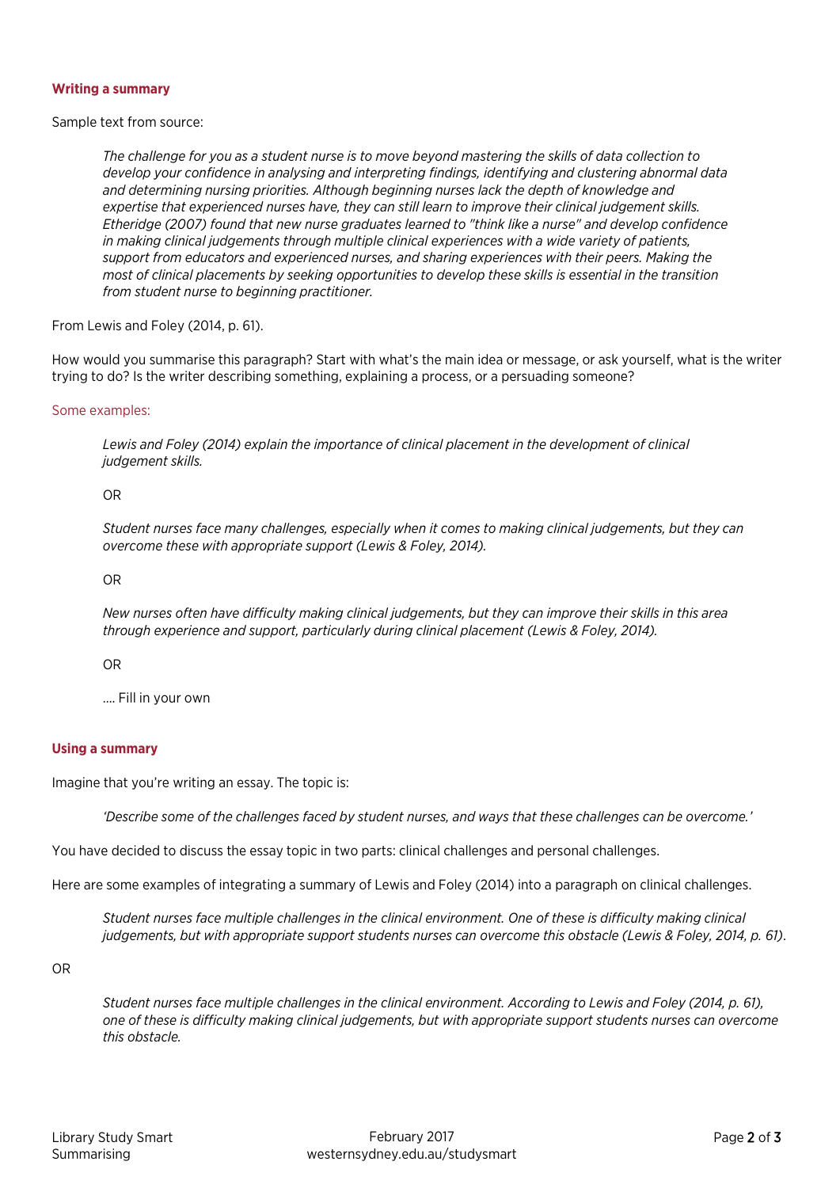### Writing a summary

Sample text from source:

> *The challenge for you as a student nurse is to move beyond mastering the skills of data collection to develop your confidence in analysing and interpreting findings, identifying and clustering abnormal data and determining nursing priorities. Although beginning nurses lack the depth of knowledge and expertise that experienced nurses have, they can still learn to improve their clinical judgement skills. Etheridge (2007) found that new nurse graduates learned to "think like a nurse" and develop confidence in making clinical judgements through multiple clinical experiences with a wide variety of patients, support from educators and experienced nurses, and sharing experiences with their peers. Making the most of clinical placements by seeking opportunities to develop these skills is essential in the transition from student nurse to beginning practitioner.*

From Lewis and Foley (2014, p. 61).

How would you summarise this paragraph? Start with what's the main idea or message, or ask yourself, what is the writer trying to do? Is the writer describing something, explaining a process, or a persuading someone?

Some examples:

> *Lewis and Foley (2014) explain the importance of clinical placement in the development of clinical judgement skills.*
>
> OR
>
> *Student nurses face many challenges, especially when it comes to making clinical judgements, but they can overcome these with appropriate support (Lewis & Foley, 2014).*
>
> OR
>
> *New nurses often have difficulty making clinical judgements, but they can improve their skills in this area through experience and support, particularly during clinical placement (Lewis & Foley, 2014).*
>
> OR
>
> .... Fill in your own

### Using a summary

Imagine that you're writing an essay. The topic is:

> *'Describe some of the challenges faced by student nurses, and ways that these challenges can be overcome.'*

You have decided to discuss the essay topic in two parts: clinical challenges and personal challenges.

Here are some examples of integrating a summary of Lewis and Foley (2014) into a paragraph on clinical challenges.

> *Student nurses face multiple challenges in the clinical environment. One of these is difficulty making clinical judgements, but with appropriate support students nurses can overcome this obstacle (Lewis & Foley, 2014, p. 61).*

OR

> *Student nurses face multiple challenges in the clinical environment. According to Lewis and Foley (2014, p. 61), one of these is difficulty making clinical judgements, but with appropriate support students nurses can overcome this obstacle.*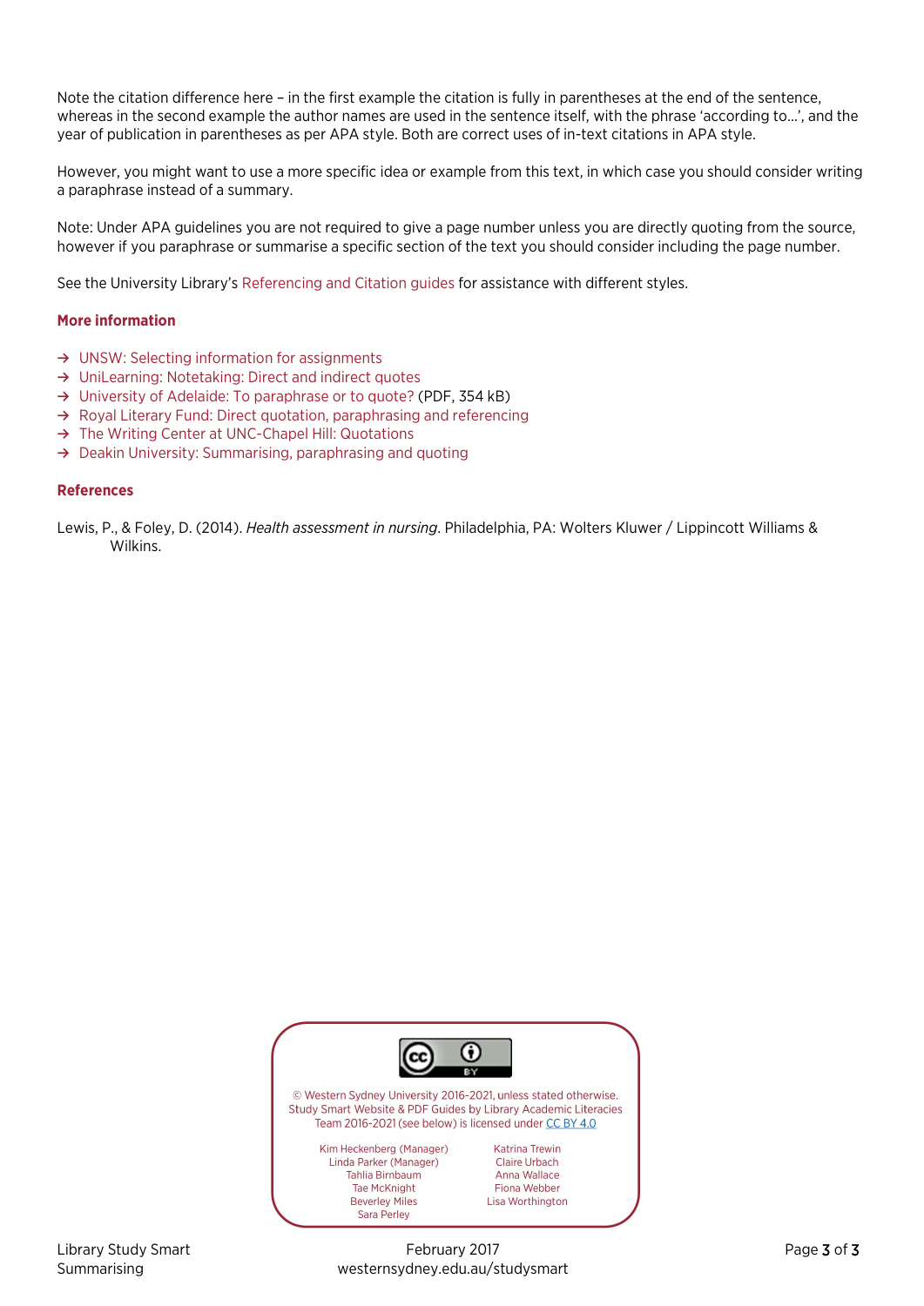Note the citation difference here – in the first example the citation is fully in parentheses at the end of the sentence, whereas in the second example the author names are used in the sentence itself, with the phrase 'according to…', and the year of publication in parentheses as per APA style. Both are correct uses of in-text citations in APA style.

However, you might want to use a more specific idea or example from this text, in which case you should consider writing a paraphrase instead of a summary.

Note: Under APA guidelines you are not required to give a page number unless you are directly quoting from the source, however if you paraphrase or summarise a specific section of the text you should consider including the page number.

See the University Library's Referencing and Citation guides for assistance with different styles.

## More information

- → UNSW: Selecting information for assignments
- → UniLearning: Notetaking: Direct and indirect quotes
- → University of Adelaide: To paraphrase or to quote? (PDF, 354 kB)
- → Royal Literary Fund: Direct quotation, paraphrasing and referencing
- → The Writing Center at UNC-Chapel Hill: Quotations
- → Deakin University: Summarising, paraphrasing and quoting

## References

Lewis, P., & Foley, D. (2014). *Health assessment in nursing*. Philadelphia, PA: Wolters Kluwer / Lippincott Williams & Wilkins.

© Western Sydney University 2016-2021, unless stated otherwise.
Study Smart Website & PDF Guides by Library Academic Literacies Team 2016-2021 (see below) is licensed under CC BY 4.0

Kim Heckenberg (Manager)
Linda Parker (Manager)
Tahlia Birnbaum
Tae McKnight
Beverley Miles
Sara Perley
Katrina Trewin
Claire Urbach
Anna Wallace
Fiona Webber
Lisa Worthington

Library Study Smart
Summarising

February 2017
westernsydney.edu.au/studysmart